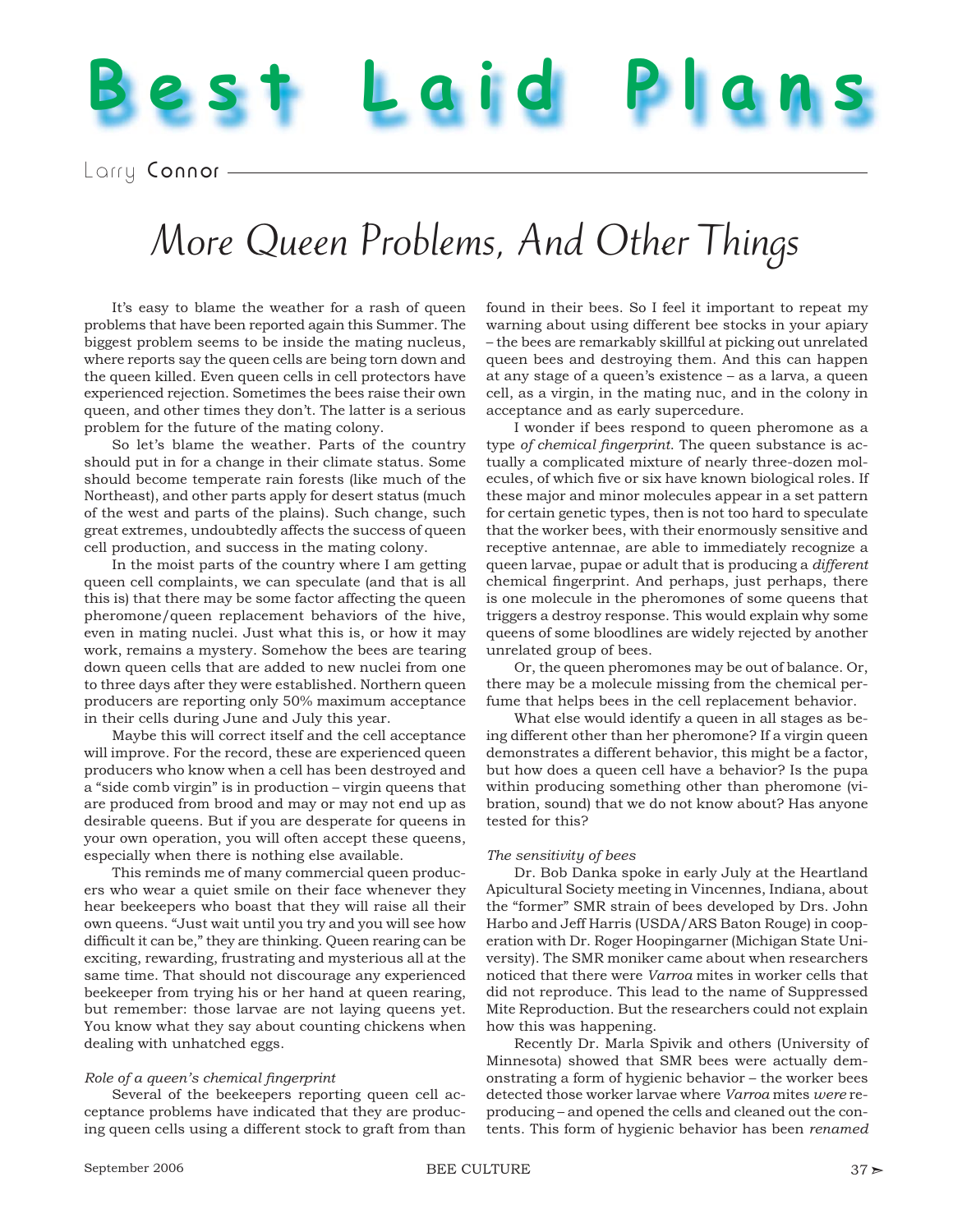# Best Laid Plans

Larry Connor

## More Queen Problems, And Other Things

It's easy to blame the weather for a rash of queen problems that have been reported again this Summer. The biggest problem seems to be inside the mating nucleus, where reports say the queen cells are being torn down and the queen killed. Even queen cells in cell protectors have experienced rejection. Sometimes the bees raise their own queen, and other times they don't. The latter is a serious problem for the future of the mating colony.

So let's blame the weather. Parts of the country should put in for a change in their climate status. Some should become temperate rain forests (like much of the Northeast), and other parts apply for desert status (much of the west and parts of the plains). Such change, such great extremes, undoubtedly affects the success of queen cell production, and success in the mating colony.

In the moist parts of the country where I am getting queen cell complaints, we can speculate (and that is all this is) that there may be some factor affecting the queen pheromone/queen replacement behaviors of the hive, even in mating nuclei. Just what this is, or how it may work, remains a mystery. Somehow the bees are tearing down queen cells that are added to new nuclei from one to three days after they were established. Northern queen producers are reporting only 50% maximum acceptance in their cells during June and July this year.

Maybe this will correct itself and the cell acceptance will improve. For the record, these are experienced queen producers who know when a cell has been destroyed and a "side comb virgin" is in production – virgin queens that are produced from brood and may or may not end up as desirable queens. But if you are desperate for queens in your own operation, you will often accept these queens, especially when there is nothing else available.

This reminds me of many commercial queen producers who wear a quiet smile on their face whenever they hear beekeepers who boast that they will raise all their own queens. "Just wait until you try and you will see how difficult it can be," they are thinking. Queen rearing can be exciting, rewarding, frustrating and mysterious all at the same time. That should not discourage any experienced beekeeper from trying his or her hand at queen rearing, but remember: those larvae are not laying queens yet. You know what they say about counting chickens when dealing with unhatched eggs.

*Role of a queen's chemical fingerprint*

Several of the beekeepers reporting queen cell acceptance problems have indicated that they are producing queen cells using a different stock to graft from than found in their bees. So I feel it important to repeat my warning about using different bee stocks in your apiary – the bees are remarkably skillful at picking out unrelated queen bees and destroying them. And this can happen at any stage of a queen's existence – as a larva, a queen cell, as a virgin, in the mating nuc, and in the colony in acceptance and as early supercedure.

I wonder if bees respond to queen pheromone as a type *of chemical fingerprint*. The queen substance is actually a complicated mixture of nearly three-dozen molecules, of which five or six have known biological roles. If these major and minor molecules appear in a set pattern for certain genetic types, then is not too hard to speculate that the worker bees, with their enormously sensitive and receptive antennae, are able to immediately recognize a queen larvae, pupae or adult that is producing a *different* chemical fingerprint. And perhaps, just perhaps, there is one molecule in the pheromones of some queens that triggers a destroy response. This would explain why some queens of some bloodlines are widely rejected by another unrelated group of bees.

Or, the queen pheromones may be out of balance. Or, there may be a molecule missing from the chemical perfume that helps bees in the cell replacement behavior.

What else would identify a queen in all stages as being different other than her pheromone? If a virgin queen demonstrates a different behavior, this might be a factor, but how does a queen cell have a behavior? Is the pupa within producing something other than pheromone (vibration, sound) that we do not know about? Has anyone tested for this?

*The sensitivity of bees*

Dr. Bob Danka spoke in early July at the Heartland Apicultural Society meeting in Vincennes, Indiana, about the "former" SMR strain of bees developed by Drs. John Harbo and Jeff Harris (USDA/ARS Baton Rouge) in cooperation with Dr. Roger Hoopingarner (Michigan State University). The SMR moniker came about when researchers noticed that there were *Varroa* mites in worker cells that did not reproduce. This lead to the name of Suppressed Mite Reproduction. But the researchers could not explain how this was happening.

Recently Dr. Marla Spivik and others (University of Minnesota) showed that SMR bees were actually demonstrating a form of hygienic behavior – the worker bees detected those worker larvae where *Varroa* mites *were* reproducing – and opened the cells and cleaned out the contents. This form of hygienic behavior has been *renamed*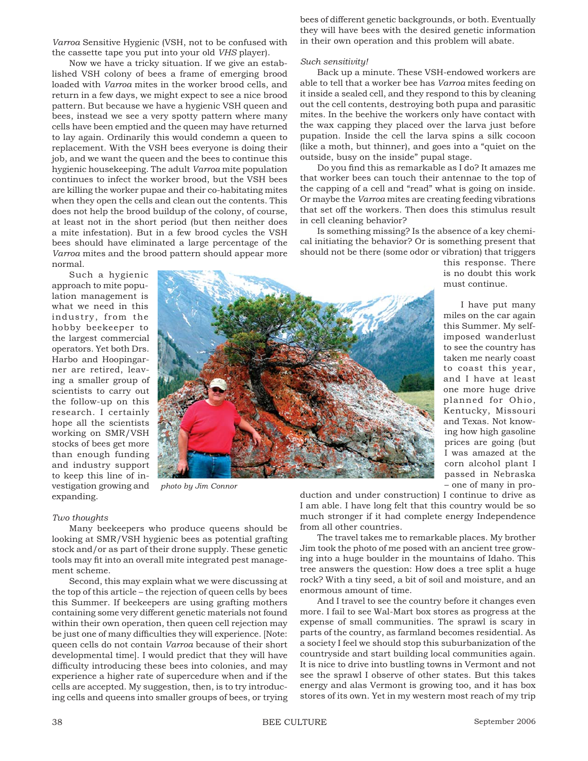*Varroa* Sensitive Hygienic (VSH, not to be confused with the cassette tape you put into your old *VHS* player).

Now we have a tricky situation. If we give an established VSH colony of bees a frame of emerging brood loaded with *Varroa* mites in the worker brood cells, and return in a few days, we might expect to see a nice brood pattern. But because we have a hygienic VSH queen and bees, instead we see a very spotty pattern where many cells have been emptied and the queen may have returned to lay again. Ordinarily this would condemn a queen to replacement. With the VSH bees everyone is doing their job, and we want the queen and the bees to continue this hygienic housekeeping. The adult *Varroa* mite population continues to infect the worker brood, but the VSH bees are killing the worker pupae and their co-habitating mites when they open the cells and clean out the contents. This does not help the brood buildup of the colony, of course, at least not in the short period (but then neither does a mite infestation). But in a few brood cycles the VSH bees should have eliminated a large percentage of the *Varroa* mites and the brood pattern should appear more normal.

Such a hygienic approach to mite population management is what we need in this industry, from the hobby beekeeper to the largest commercial operators. Yet both Drs. Harbo and Hoopingarner are retired, leaving a smaller group of scientists to carry out the follow-up on this research. I certainly hope all the scientists working on SMR/VSH stocks of bees get more than enough funding and industry support to keep this line of investigation growing and expanding.

*photo by Jim Connor*

*Two thoughts*

Many beekeepers who produce queens should be looking at SMR/VSH hygienic bees as potential grafting stock and/or as part of their drone supply. These genetic tools may fit into an overall mite integrated pest management scheme.

Second, this may explain what we were discussing at the top of this article – the rejection of queen cells by bees this Summer. If beekeepers are using grafting mothers containing some very different genetic materials not found within their own operation, then queen cell rejection may be just one of many difficulties they will experience. [Note: queen cells do not contain *Varroa* because of their short developmental time]. I would predict that they will have difficulty introducing these bees into colonies, and may experience a higher rate of supercedure when and if the cells are accepted. My suggestion, then, is to try introducing cells and queens into smaller groups of bees, or trying bees of different genetic backgrounds, or both. Eventually they will have bees with the desired genetic information in their own operation and this problem will abate.

*Such sensitivity!*

Back up a minute. These VSH-endowed workers are able to tell that a worker bee has *Varroa* mites feeding on it inside a sealed cell, and they respond to this by cleaning out the cell contents, destroying both pupa and parasitic mites. In the beehive the workers only have contact with the wax capping they placed over the larva just before pupation. Inside the cell the larva spins a silk cocoon (like a moth, but thinner), and goes into a "quiet on the outside, busy on the inside" pupal stage.

Do you find this as remarkable as I do? It amazes me that worker bees can touch their antennae to the top of the capping of a cell and "read" what is going on inside. Or maybe the *Varroa* mites are creating feeding vibrations that set off the workers. Then does this stimulus result in cell cleaning behavior?

Is something missing? Is the absence of a key chemical initiating the behavior? Or is something present that should not be there (some odor or vibration) that triggers this response. There is no doubt this work must continue.

I have put many miles on the car again this Summer. My self-imposed wanderlust to see the country has taken me nearly coast to coast this year, and I have at least one more huge drive planned for Ohio, Kentucky, Missouri and Texas. Not knowing how high gasoline prices are going (but I was amazed at the corn alcohol plant I passed in Nebraska – one of many in production and under construction) I continue to drive as I am able. I have long felt that this country would be so much stronger if it had complete energy Independence from all other countries.

The travel takes me to remarkable places. My brother Jim took the photo of me posed with an ancient tree growing into a huge boulder in the mountains of Idaho. This tree answers the question: How does a tree split a huge rock? With a tiny seed, a bit of soil and moisture, and an enormous amount of time.

And I travel to see the country before it changes even more. I fail to see Wal-Mart box stores as progress at the expense of small communities. The sprawl is scary in parts of the country, as farmland becomes residential. As a society I feel we should stop this suburbanization of the countryside and start building local communities again. It is nice to drive into bustling towns in Vermont and not see the sprawl I observe of other states. But this takes energy and alas Vermont is growing too, and it has box stores of its own. Yet in my western most reach of my trip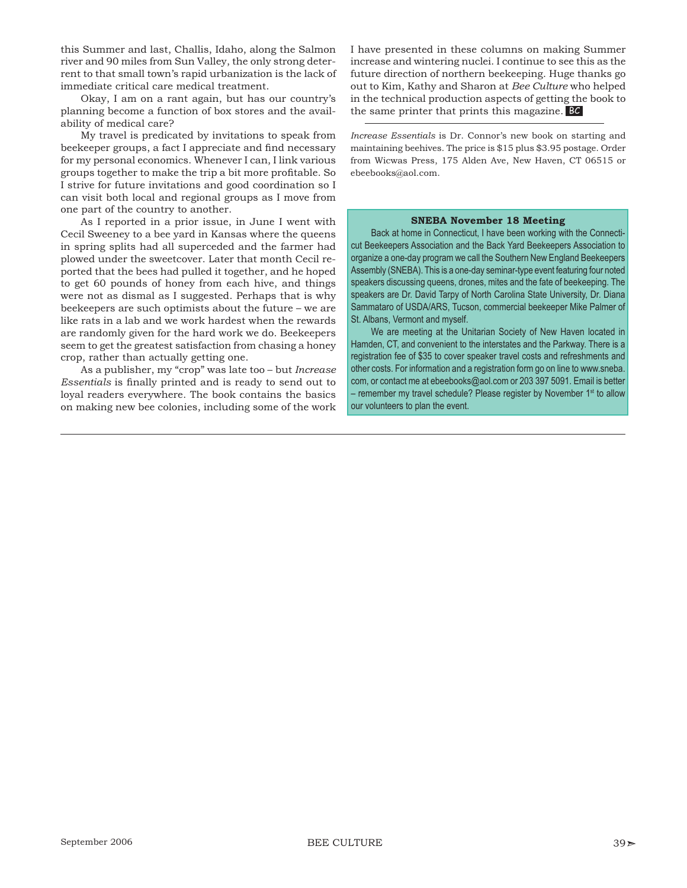this Summer and last, Challis, Idaho, along the Salmon river and 90 miles from Sun Valley, the only strong deterrent to that small town's rapid urbanization is the lack of immediate critical care medical treatment.

Okay, I am on a rant again, but has our country's planning become a function of box stores and the availability of medical care?

My travel is predicated by invitations to speak from beekeeper groups, a fact I appreciate and find necessary for my personal economics. Whenever I can, I link various groups together to make the trip a bit more profitable. So I strive for future invitations and good coordination so I can visit both local and regional groups as I move from one part of the country to another.

As I reported in a prior issue, in June I went with Cecil Sweeney to a bee yard in Kansas where the queens in spring splits had all superceded and the farmer had plowed under the sweetcover. Later that month Cecil reported that the bees had pulled it together, and he hoped to get 60 pounds of honey from each hive, and things were not as dismal as I suggested. Perhaps that is why beekeepers are such optimists about the future – we are like rats in a lab and we work hardest when the rewards are randomly given for the hard work we do. Beekeepers seem to get the greatest satisfaction from chasing a honey crop, rather than actually getting one.

As a publisher, my "crop" was late too – but *Increase Essentials* is finally printed and is ready to send out to loyal readers everywhere. The book contains the basics on making new bee colonies, including some of the work I have presented in these columns on making Summer increase and wintering nuclei. I continue to see this as the future direction of northern beekeeping. Huge thanks go out to Kim, Kathy and Sharon at *Bee Culture* who helped in the technical production aspects of getting the book to the same printer that prints this magazine. BC

*Increase Essentials* is Dr. Connor's new book on starting and maintaining beehives. The price is $15 plus $3.95 postage. Order from Wicwas Press, 175 Alden Ave, New Haven, CT 06515 or ebeebooks@aol.com.

**SNEBA November 18 Meeting**

Back at home in Connecticut, I have been working with the Connecticut Beekeepers Association and the Back Yard Beekeepers Association to organize a one-day program we call the Southern New England Beekeepers Assembly (SNEBA). This is a one-day seminar-type event featuring four noted speakers discussing queens, drones, mites and the fate of beekeeping. The speakers are Dr. David Tarpy of North Carolina State University, Dr. Diana Sammataro of USDA/ARS, Tucson, commercial beekeeper Mike Palmer of St. Albans, Vermont and myself.

We are meeting at the Unitarian Society of New Haven located in Hamden, CT, and convenient to the interstates and the Parkway. There is a registration fee of $35 to cover speaker travel costs and refreshments and other costs. For information and a registration form go on line to www.sneba.com, or contact me at ebeebooks@aol.com or 203 397 5091. Email is better – remember my travel schedule? Please register by November 1st to allow our volunteers to plan the event.